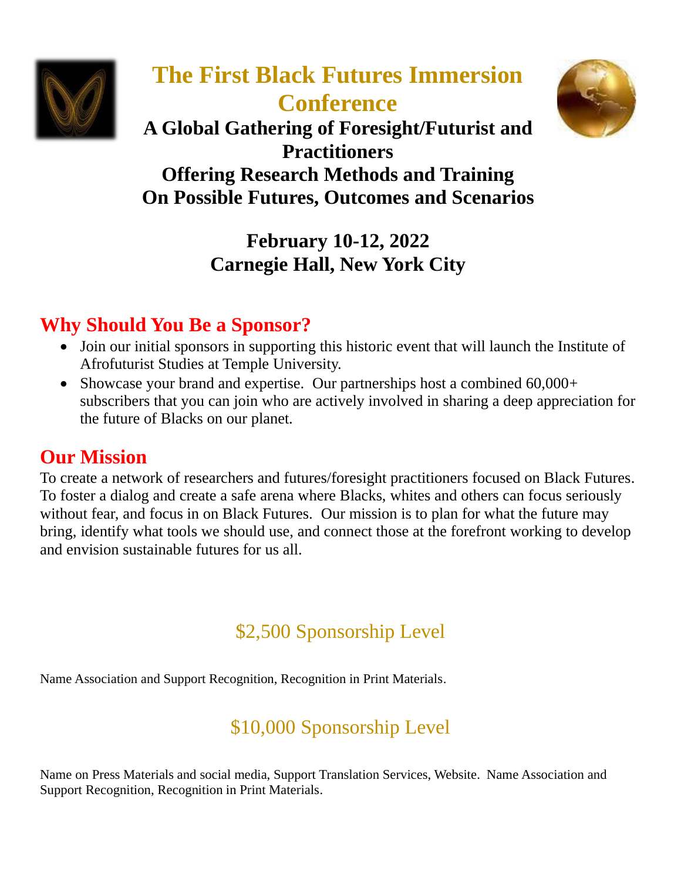# The First Black Futures Immersion Conference

## A Global Gathering of Foresight/Futurist and Practitioners
## Offering Research Methods and Training
## On Possible Futures, Outcomes and Scenarios

**February 10-12, 2022**
**Carnegie Hall, New York City**

## Why Should You Be a Sponsor?

- Join our initial sponsors in supporting this historic event that will launch the Institute of Afrofuturist Studies at Temple University.
- Showcase your brand and expertise. Our partnerships host a combined 60,000+ subscribers that you can join who are actively involved in sharing a deep appreciation for the future of Blacks on our planet.

## Our Mission

To create a network of researchers and futures/foresight practitioners focused on Black Futures. To foster a dialog and create a safe arena where Blacks, whites and others can focus seriously without fear, and focus in on Black Futures. Our mission is to plan for what the future may bring, identify what tools we should use, and connect those at the forefront working to develop and envision sustainable futures for us all.

### $2,500 Sponsorship Level

Name Association and Support Recognition, Recognition in Print Materials.

### $10,000 Sponsorship Level

Name on Press Materials and social media, Support Translation Services, Website. Name Association and Support Recognition, Recognition in Print Materials.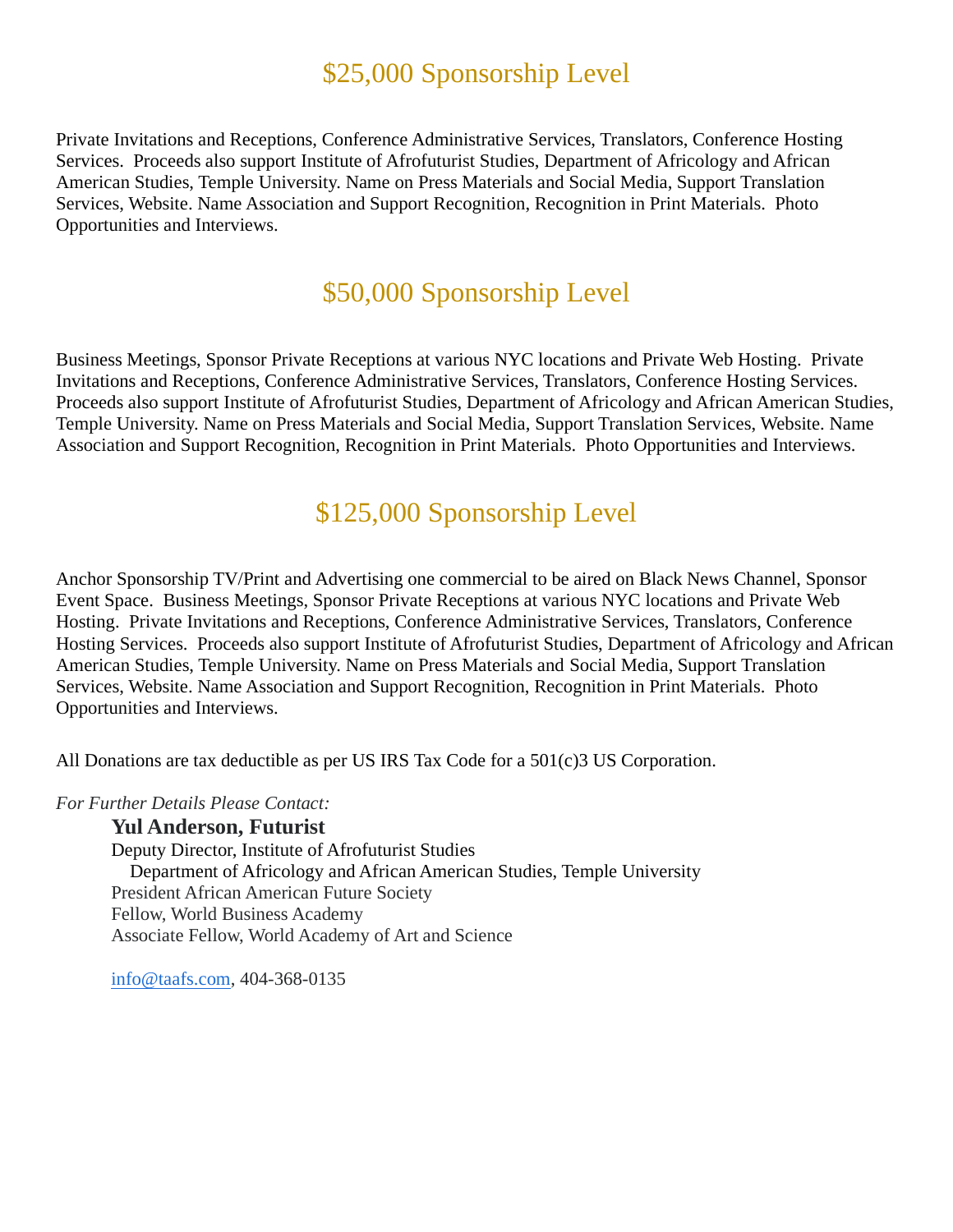## $25,000 Sponsorship Level

Private Invitations and Receptions, Conference Administrative Services, Translators, Conference Hosting Services. Proceeds also support Institute of Afrofuturist Studies, Department of Africology and African American Studies, Temple University. Name on Press Materials and Social Media, Support Translation Services, Website. Name Association and Support Recognition, Recognition in Print Materials. Photo Opportunities and Interviews.

## $50,000 Sponsorship Level

Business Meetings, Sponsor Private Receptions at various NYC locations and Private Web Hosting. Private Invitations and Receptions, Conference Administrative Services, Translators, Conference Hosting Services. Proceeds also support Institute of Afrofuturist Studies, Department of Africology and African American Studies, Temple University. Name on Press Materials and Social Media, Support Translation Services, Website. Name Association and Support Recognition, Recognition in Print Materials. Photo Opportunities and Interviews.

## $125,000 Sponsorship Level

Anchor Sponsorship TV/Print and Advertising one commercial to be aired on Black News Channel, Sponsor Event Space. Business Meetings, Sponsor Private Receptions at various NYC locations and Private Web Hosting. Private Invitations and Receptions, Conference Administrative Services, Translators, Conference Hosting Services. Proceeds also support Institute of Afrofuturist Studies, Department of Africology and African American Studies, Temple University. Name on Press Materials and Social Media, Support Translation Services, Website. Name Association and Support Recognition, Recognition in Print Materials. Photo Opportunities and Interviews.

All Donations are tax deductible as per US IRS Tax Code for a 501(c)3 US Corporation.

*For Further Details Please Contact:*

**Yul Anderson, Futurist**
Deputy Director, Institute of Afrofuturist Studies
Department of Africology and African American Studies, Temple University
President African American Future Society
Fellow, World Business Academy
Associate Fellow, World Academy of Art and Science

info@taafs.com, 404-368-0135